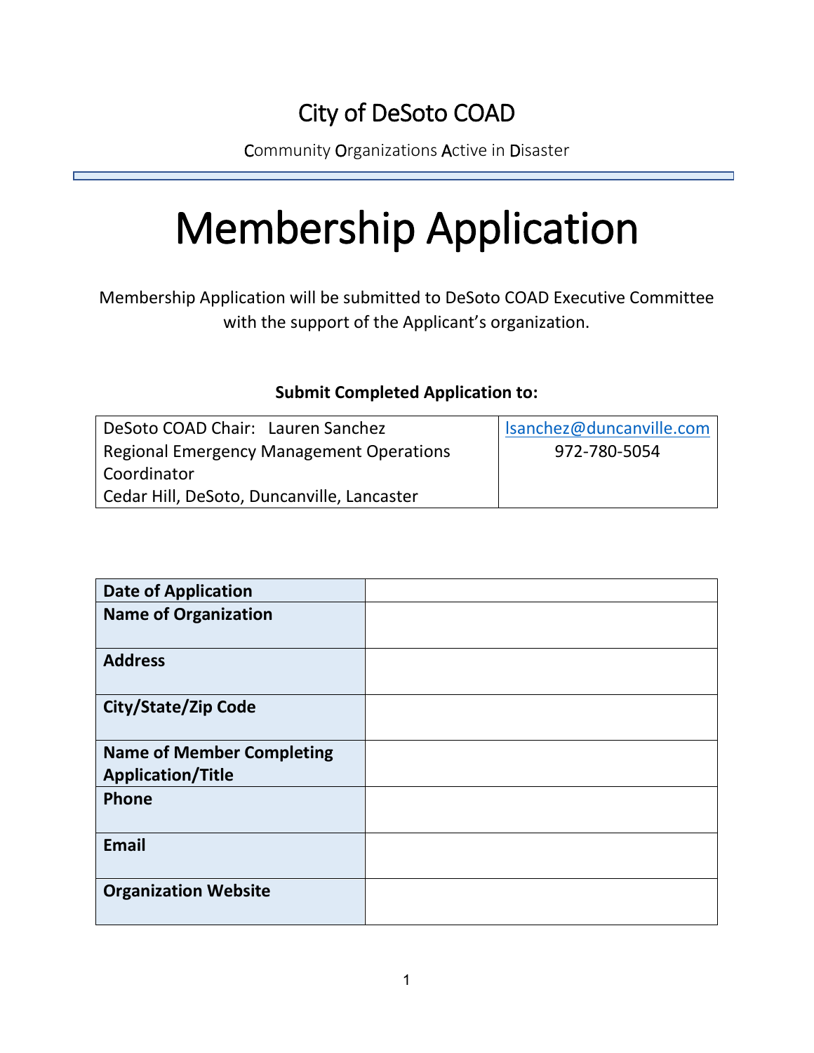# City of DeSoto COAD

Community Organizations Active in Disaster

# Membership Application

Membership Application will be submitted to DeSoto COAD Executive Committee with the support of the Applicant's organization.

**Submit Completed Application to:**

| DeSoto COAD Chair: Lauren Sanchez<br>Regional Emergency Management Operations Coordinator<br>Cedar Hill, DeSoto, Duncanville, Lancaster | lsanchez@duncanville.com<br>972-780-5054 |
|---|---|

| | |
|---|---|
| **Date of Application** | |
| **Name of Organization** | |
| **Address** | |
| **City/State/Zip Code** | |
| **Name of Member Completing Application/Title** | |
| **Phone** | |
| **Email** | |
| **Organization Website** | |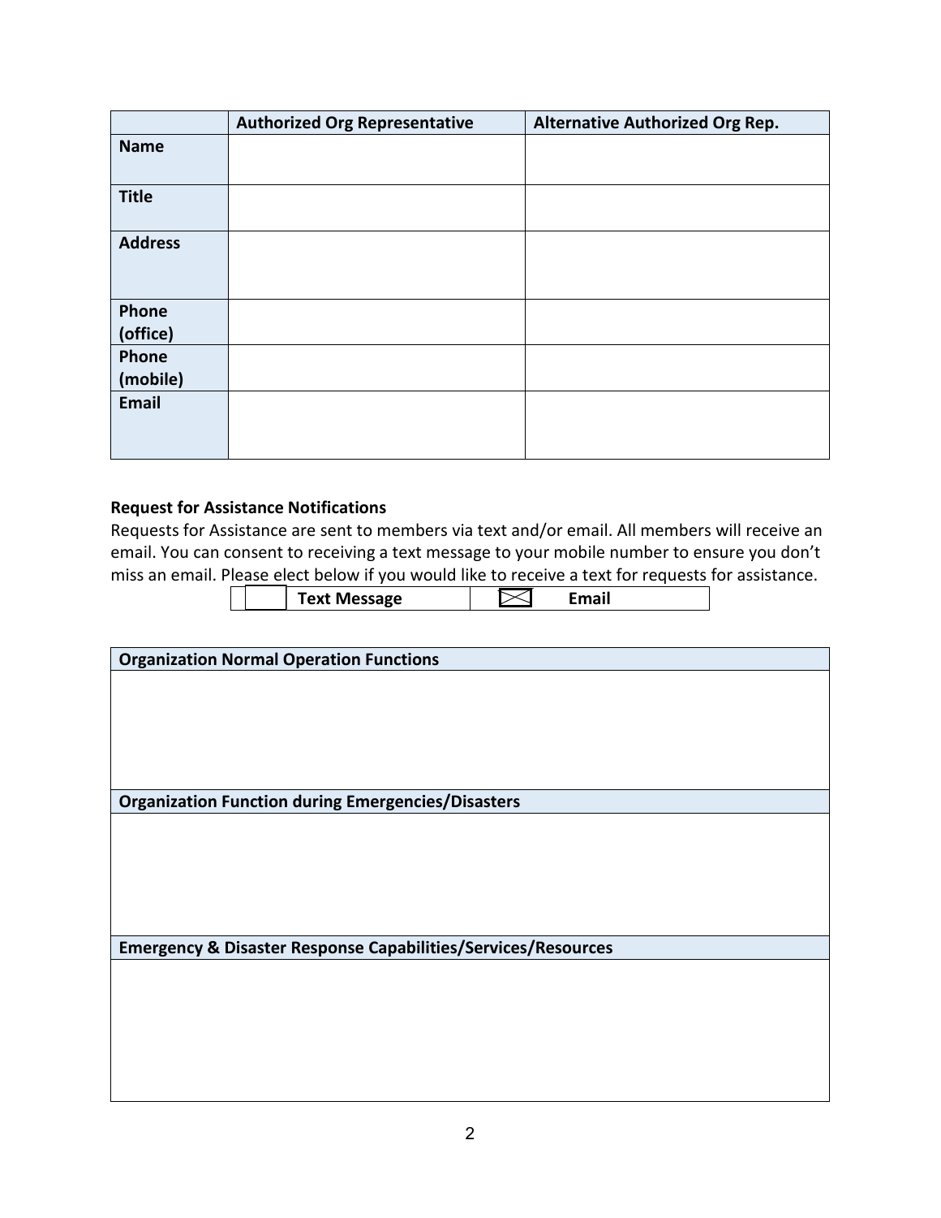| | Authorized Org Representative | Alternative Authorized Org Rep. |
|---|---|---|
| **Name** | | |
| **Title** | | |
| **Address** | | |
| **Phone (office)** | | |
| **Phone (mobile)** | | |
| **Email** | | |

**Request for Assistance Notifications**

Requests for Assistance are sent to members via text and/or email. All members will receive an email. You can consent to receiving a text message to your mobile number to ensure you don't miss an email. Please elect below if you would like to receive a text for requests for assistance.

| ☐ | Text Message | ☒ | Email |
|---|---|---|---|

| Organization Normal Operation Functions |
|---|
| |

| Organization Function during Emergencies/Disasters |
|---|
| |

| Emergency & Disaster Response Capabilities/Services/Resources |
|---|
| |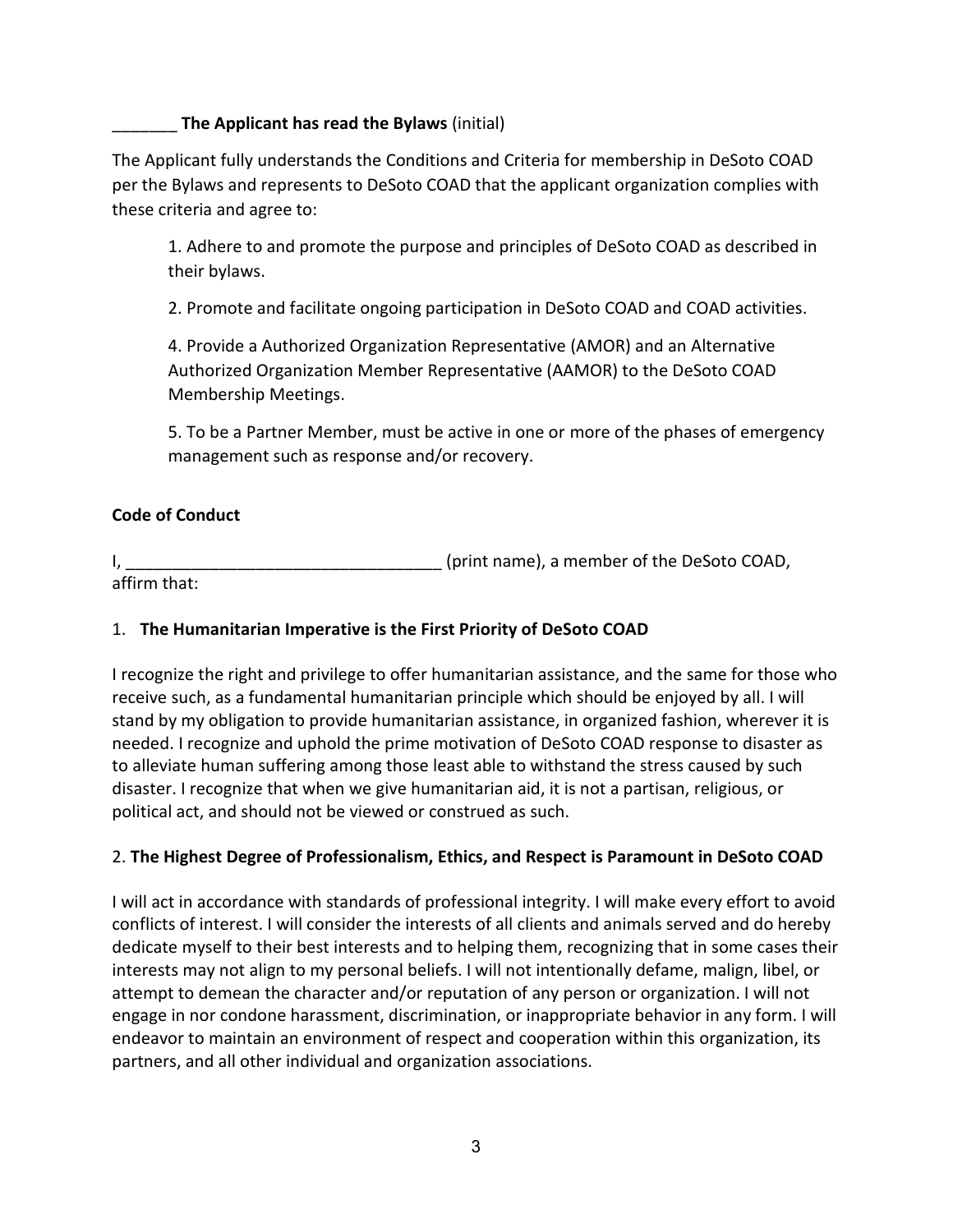_______ **The Applicant has read the Bylaws** (initial)

The Applicant fully understands the Conditions and Criteria for membership in DeSoto COAD per the Bylaws and represents to DeSoto COAD that the applicant organization complies with these criteria and agree to:

> 1. Adhere to and promote the purpose and principles of DeSoto COAD as described in their bylaws.
>
> 2. Promote and facilitate ongoing participation in DeSoto COAD and COAD activities.
>
> 4. Provide a Authorized Organization Representative (AMOR) and an Alternative Authorized Organization Member Representative (AAMOR) to the DeSoto COAD Membership Meetings.
>
> 5. To be a Partner Member, must be active in one or more of the phases of emergency management such as response and/or recovery.

**Code of Conduct**

I, __________________________________ (print name), a member of the DeSoto COAD, affirm that:

1. **The Humanitarian Imperative is the First Priority of DeSoto COAD**

I recognize the right and privilege to offer humanitarian assistance, and the same for those who receive such, as a fundamental humanitarian principle which should be enjoyed by all. I will stand by my obligation to provide humanitarian assistance, in organized fashion, wherever it is needed. I recognize and uphold the prime motivation of DeSoto COAD response to disaster as to alleviate human suffering among those least able to withstand the stress caused by such disaster. I recognize that when we give humanitarian aid, it is not a partisan, religious, or political act, and should not be viewed or construed as such.

2. **The Highest Degree of Professionalism, Ethics, and Respect is Paramount in DeSoto COAD**

I will act in accordance with standards of professional integrity. I will make every effort to avoid conflicts of interest. I will consider the interests of all clients and animals served and do hereby dedicate myself to their best interests and to helping them, recognizing that in some cases their interests may not align to my personal beliefs. I will not intentionally defame, malign, libel, or attempt to demean the character and/or reputation of any person or organization. I will not engage in nor condone harassment, discrimination, or inappropriate behavior in any form. I will endeavor to maintain an environment of respect and cooperation within this organization, its partners, and all other individual and organization associations.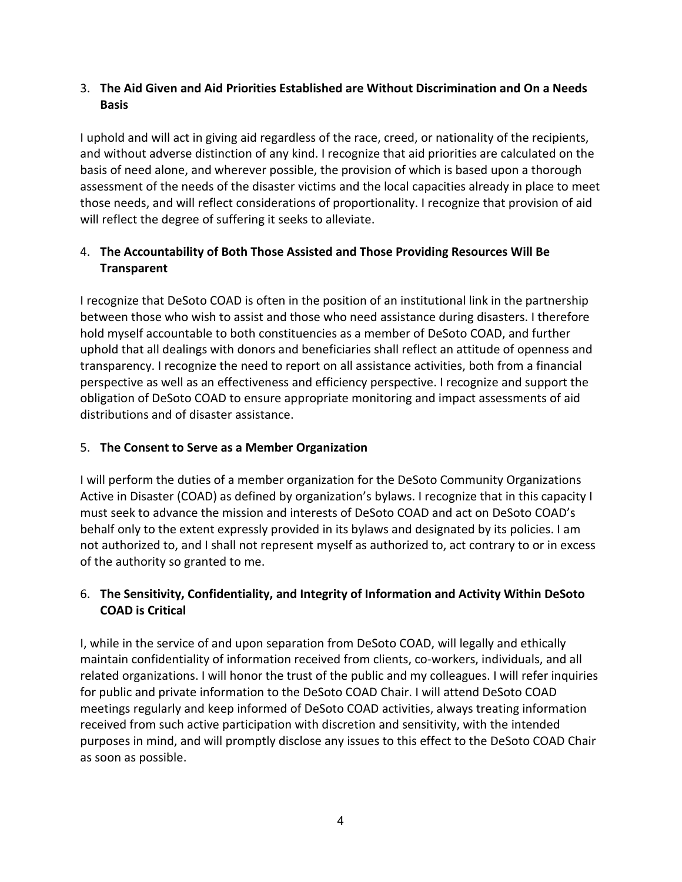3. **The Aid Given and Aid Priorities Established are Without Discrimination and On a Needs Basis**

I uphold and will act in giving aid regardless of the race, creed, or nationality of the recipients, and without adverse distinction of any kind. I recognize that aid priorities are calculated on the basis of need alone, and wherever possible, the provision of which is based upon a thorough assessment of the needs of the disaster victims and the local capacities already in place to meet those needs, and will reflect considerations of proportionality. I recognize that provision of aid will reflect the degree of suffering it seeks to alleviate.

4. **The Accountability of Both Those Assisted and Those Providing Resources Will Be Transparent**

I recognize that DeSoto COAD is often in the position of an institutional link in the partnership between those who wish to assist and those who need assistance during disasters. I therefore hold myself accountable to both constituencies as a member of DeSoto COAD, and further uphold that all dealings with donors and beneficiaries shall reflect an attitude of openness and transparency. I recognize the need to report on all assistance activities, both from a financial perspective as well as an effectiveness and efficiency perspective. I recognize and support the obligation of DeSoto COAD to ensure appropriate monitoring and impact assessments of aid distributions and of disaster assistance.

5. **The Consent to Serve as a Member Organization**

I will perform the duties of a member organization for the DeSoto Community Organizations Active in Disaster (COAD) as defined by organization's bylaws. I recognize that in this capacity I must seek to advance the mission and interests of DeSoto COAD and act on DeSoto COAD's behalf only to the extent expressly provided in its bylaws and designated by its policies. I am not authorized to, and I shall not represent myself as authorized to, act contrary to or in excess of the authority so granted to me.

6. **The Sensitivity, Confidentiality, and Integrity of Information and Activity Within DeSoto COAD is Critical**

I, while in the service of and upon separation from DeSoto COAD, will legally and ethically maintain confidentiality of information received from clients, co-workers, individuals, and all related organizations. I will honor the trust of the public and my colleagues. I will refer inquiries for public and private information to the DeSoto COAD Chair. I will attend DeSoto COAD meetings regularly and keep informed of DeSoto COAD activities, always treating information received from such active participation with discretion and sensitivity, with the intended purposes in mind, and will promptly disclose any issues to this effect to the DeSoto COAD Chair as soon as possible.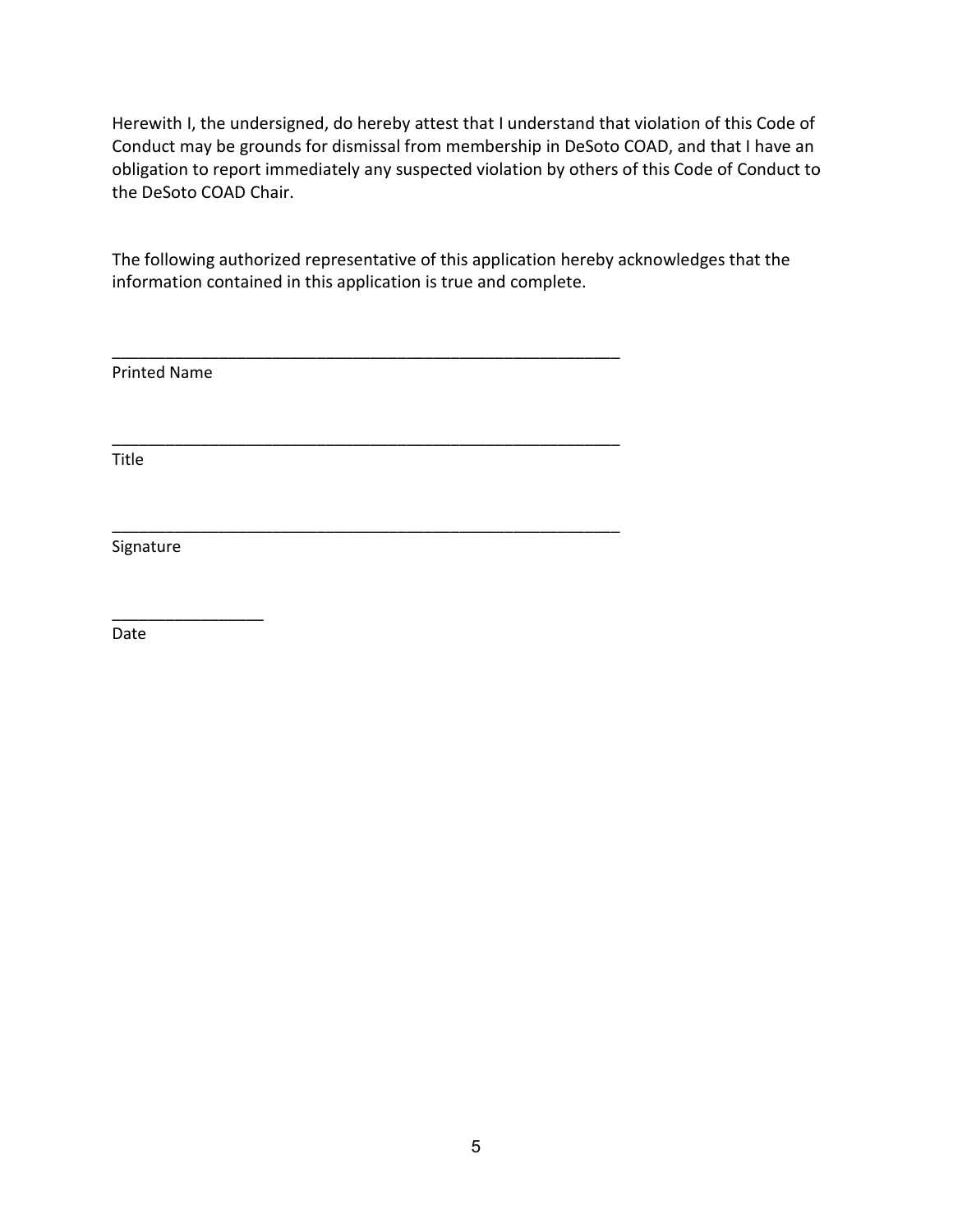Herewith I, the undersigned, do hereby attest that I understand that violation of this Code of Conduct may be grounds for dismissal from membership in DeSoto COAD, and that I have an obligation to report immediately any suspected violation by others of this Code of Conduct to the DeSoto COAD Chair.

The following authorized representative of this application hereby acknowledges that the information contained in this application is true and complete.

___________________________________________________________

Printed Name

___________________________________________________________

Title

___________________________________________________________

Signature

_________________

Date